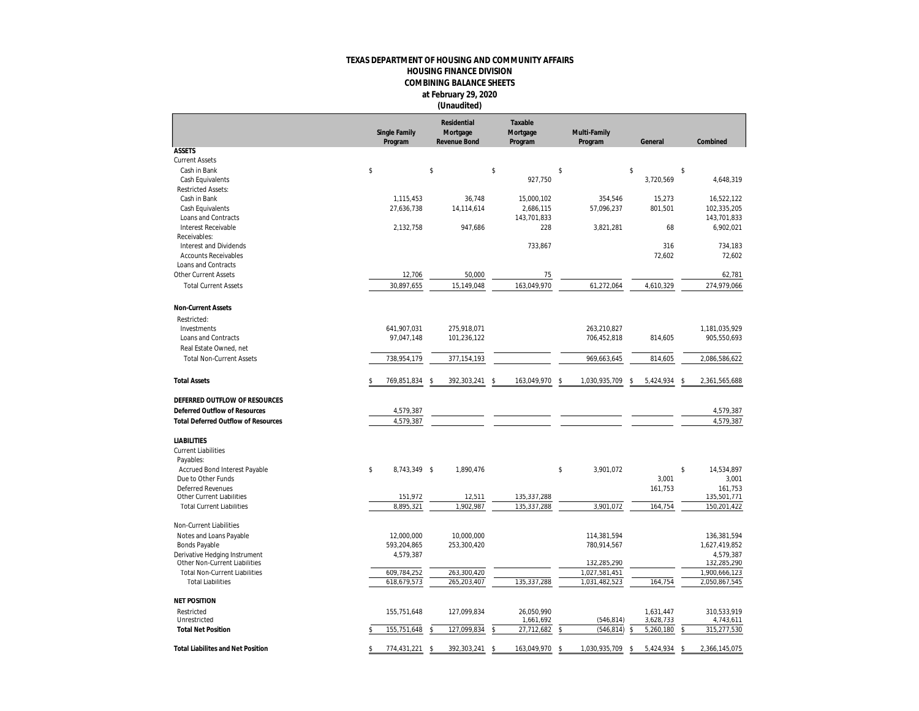**TEXAS DEPARTMENT OF HOUSING AND COMMUNITY AFFAIRS**
**HOUSING FINANCE DIVISION**
**COMBINING BALANCE SHEETS**
**at February 29, 2020**
**(Unaudited)**

| | Single Family Program | Residential Mortgage Revenue Bond | Taxable Mortgage Program | Multi-Family Program | General | Combined |
|---|---|---|---|---|---|---|
| **ASSETS** | | | | | | |
| Current Assets | | | | | | |
| Cash in Bank | $ | $ | $ | $ | $ | $ |
| Cash Equivalents | | | 927,750 | | 3,720,569 | 4,648,319 |
| Restricted Assets: | | | | | | |
| Cash in Bank | 1,115,453 | 36,748 | 15,000,102 | 354,546 | 15,273 | 16,522,122 |
| Cash Equivalents | 27,636,738 | 14,114,614 | 2,686,115 | 57,096,237 | 801,501 | 102,335,205 |
| Loans and Contracts | | | 143,701,833 | | | 143,701,833 |
| Interest Receivable | 2,132,758 | 947,686 | 228 | 3,821,281 | 68 | 6,902,021 |
| Receivables: | | | | | | |
| Interest and Dividends | | | 733,867 | | 316 | 734,183 |
| Accounts Receivables | | | | | 72,602 | 72,602 |
| Loans and Contracts | | | | | | |
| Other Current Assets | 12,706 | 50,000 | 75 | | | 62,781 |
| Total Current Assets | 30,897,655 | 15,149,048 | 163,049,970 | 61,272,064 | 4,610,329 | 274,979,066 |
| **Non-Current Assets** | | | | | | |
| Restricted: | | | | | | |
| Investments | 641,907,031 | 275,918,071 | | 263,210,827 | | 1,181,035,929 |
| Loans and Contracts | 97,047,148 | 101,236,122 | | 706,452,818 | 814,605 | 905,550,693 |
| Real Estate Owned, net | | | | | | |
| Total Non-Current Assets | 738,954,179 | 377,154,193 | | 969,663,645 | 814,605 | 2,086,586,622 |
| **Total Assets** | $ 769,851,834 | $ 392,303,241 | $ 163,049,970 | $ 1,030,935,709 | $ 5,424,934 | $ 2,361,565,688 |
| **DEFERRED OUTFLOW OF RESOURCES** | | | | | | |
| **Deferred Outflow of Resources** | 4,579,387 | | | | | 4,579,387 |
| **Total Deferred Outflow of Resources** | 4,579,387 | | | | | 4,579,387 |
| **LIABILITIES** | | | | | | |
| Current Liabilities | | | | | | |
| Payables: | | | | | | |
| Accrued Bond Interest Payable | $ 8,743,349 | $ 1,890,476 | | $ 3,901,072 | | $ 14,534,897 |
| Due to Other Funds | | | | | 3,001 | 3,001 |
| Deferred Revenues | | | | | 161,753 | 161,753 |
| Other Current Liabilities | 151,972 | 12,511 | 135,337,288 | | | 135,501,771 |
| Total Current Liabilities | 8,895,321 | 1,902,987 | 135,337,288 | 3,901,072 | 164,754 | 150,201,422 |
| Non-Current Liabilities | | | | | | |
| Notes and Loans Payable | 12,000,000 | 10,000,000 | | 114,381,594 | | 136,381,594 |
| Bonds Payable | 593,204,865 | 253,300,420 | | 780,914,567 | | 1,627,419,852 |
| Derivative Hedging Instrument | 4,579,387 | | | | | 4,579,387 |
| Other Non-Current Liabilities | | | | 132,285,290 | | 132,285,290 |
| Total Non-Current Liabilities | 609,784,252 | 263,300,420 | | 1,027,581,451 | | 1,900,666,123 |
| Total Liabilities | 618,679,573 | 265,203,407 | 135,337,288 | 1,031,482,523 | 164,754 | 2,050,867,545 |
| **NET POSITION** | | | | | | |
| Restricted | 155,751,648 | 127,099,834 | 26,050,990 | | 1,631,447 | 310,533,919 |
| Unrestricted | | | 1,661,692 | (546,814) | 3,628,733 | 4,743,611 |
| **Total Net Position** | $ 155,751,648 | $ 127,099,834 | $ 27,712,682 | $ (546,814) | $ 5,260,180 | $ 315,277,530 |
| **Total Liabilites and Net Position** | $ 774,431,221 | $ 392,303,241 | $ 163,049,970 | $ 1,030,935,709 | $ 5,424,934 | $ 2,366,145,075 |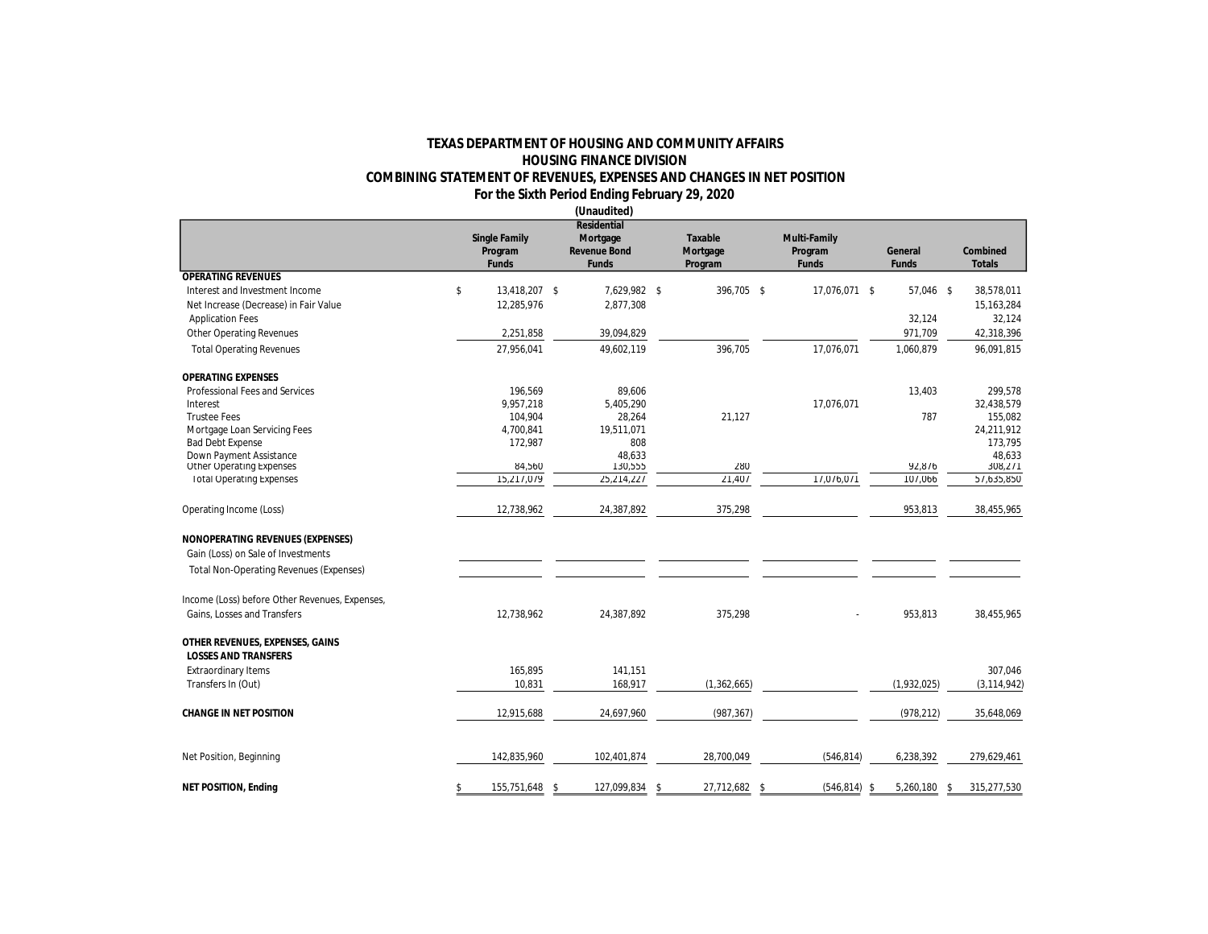# TEXAS DEPARTMENT OF HOUSING AND COMMUNITY AFFAIRS
## HOUSING FINANCE DIVISION
## COMBINING STATEMENT OF REVENUES, EXPENSES AND CHANGES IN NET POSITION
### For the Sixth Period Ending February 29, 2020
(Unaudited)

| | Single Family Program Funds | Residential Mortgage Revenue Bond Funds | Taxable Mortgage Program | Multi-Family Program Funds | General Funds | Combined Totals |
|---|---|---|---|---|---|---|
| **OPERATING REVENUES** | | | | | | |
| Interest and Investment Income | $ 13,418,207 | $ 7,629,982 | $ 396,705 | $ 17,076,071 | $ 57,046 | $ 38,578,011 |
| Net Increase (Decrease) in Fair Value | 12,285,976 | 2,877,308 | | | | 15,163,284 |
| Application Fees | | | | | 32,124 | 32,124 |
| Other Operating Revenues | 2,251,858 | 39,094,829 | | | 971,709 | 42,318,396 |
| Total Operating Revenues | 27,956,041 | 49,602,119 | 396,705 | 17,076,071 | 1,060,879 | 96,091,815 |
| **OPERATING EXPENSES** | | | | | | |
| Professional Fees and Services | 196,569 | 89,606 | | | 13,403 | 299,578 |
| Interest | 9,957,218 | 5,405,290 | | 17,076,071 | | 32,438,579 |
| Trustee Fees | 104,904 | 28,264 | 21,127 | | 787 | 155,082 |
| Mortgage Loan Servicing Fees | 4,700,841 | 19,511,071 | | | | 24,211,912 |
| Bad Debt Expense | 172,987 | 808 | | | | 173,795 |
| Down Payment Assistance | | 48,633 | | | | 48,633 |
| Other Operating Expenses | 84,560 | 130,555 | 280 | | 92,876 | 308,271 |
| Total Operating Expenses | 15,217,079 | 25,214,227 | 21,407 | 17,076,071 | 107,066 | 57,635,850 |
| Operating Income (Loss) | 12,738,962 | 24,387,892 | 375,298 | | 953,813 | 38,455,965 |
| **NONOPERATING REVENUES (EXPENSES)** | | | | | | |
| Gain (Loss) on Sale of Investments | | | | | | |
| Total Non-Operating Revenues (Expenses) | | | | | | |
| Income (Loss) before Other Revenues, Expenses, Gains, Losses and Transfers | 12,738,962 | 24,387,892 | 375,298 | - | 953,813 | 38,455,965 |
| **OTHER REVENUES, EXPENSES, GAINS LOSSES AND TRANSFERS** | | | | | | |
| Extraordinary Items | 165,895 | 141,151 | | | | 307,046 |
| Transfers In (Out) | 10,831 | 168,917 | (1,362,665) | | (1,932,025) | (3,114,942) |
| **CHANGE IN NET POSITION** | 12,915,688 | 24,697,960 | (987,367) | | (978,212) | 35,648,069 |
| Net Position, Beginning | 142,835,960 | 102,401,874 | 28,700,049 | (546,814) | 6,238,392 | 279,629,461 |
| **NET POSITION, Ending** | $ 155,751,648 | $ 127,099,834 | $ 27,712,682 | $ (546,814) | $ 5,260,180 | $ 315,277,530 |